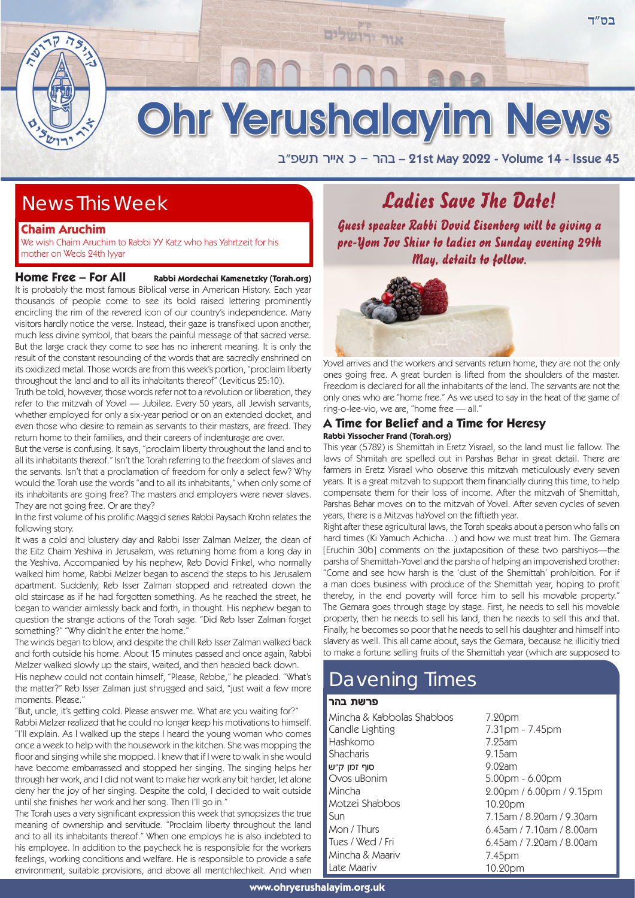בס"ד

# Ohr Yerushalayim News

בהר – כ אייר תשפ"ב – 21st May 2022 - Volume 14 - Issue 45

## News This Week

### Chaim Aruchim

We wish Chaim Aruchim to Rabbi YY Katz who has Yahrtzeit for his mother on Weds 24th Iyyar

### Home Free – For All

**Rabbi Mordechai Kamenetzky (Torah.org)**

It is probably the most famous Biblical verse in American History. Each year thousands of people come to see its bold raised lettering prominently encircling the rim of the revered icon of our country's independence. Many visitors hardly notice the verse. Instead, their gaze is transfixed upon another, much less divine symbol, that bears the painful message of that sacred verse. But the large crack they come to see has no inherent meaning. It is only the result of the constant resounding of the words that are sacredly enshrined on its oxidized metal. Those words are from this week's portion, "proclaim liberty throughout the land and to all its inhabitants thereof" (Leviticus 25:10).

Truth be told, however, those words refer not to a revolution or liberation, they refer to the mitzvah of Yovel — Jubilee. Every 50 years, all Jewish servants, whether employed for only a six-year period or on an extended docket, and even those who desire to remain as servants to their masters, are freed. They return home to their families, and their careers of indenturage are over.

But the verse is confusing. It says, "proclaim liberty throughout the land and to all its inhabitants thereof." Isn't the Torah referring to the freedom of slaves and the servants. Isn't that a proclamation of freedom for only a select few? Why would the Torah use the words "and to all its inhabitants," when only some of its inhabitants are going free? The masters and employers were never slaves. They are not going free. Or are they?

In the first volume of his prolific Maggid series Rabbi Paysach Krohn relates the following story.

It was a cold and blustery day and Rabbi Isser Zalman Melzer, the dean of the Eitz Chaim Yeshiva in Jerusalem, was returning home from a long day in the Yeshiva. Accompanied by his nephew, Reb Dovid Finkel, who normally walked him home, Rabbi Melzer began to ascend the steps to his Jerusalem apartment. Suddenly, Reb Isser Zalman stopped and retreated down the old staircase as if he had forgotten something. As he reached the street, he began to wander aimlessly back and forth, in thought. His nephew began to question the strange actions of the Torah sage. "Did Reb Isser Zalman forget something?" "Why didn't he enter the home."

The winds began to blow, and despite the chill Reb Isser Zalman walked back and forth outside his home. About 15 minutes passed and once again, Rabbi Melzer walked slowly up the stairs, waited, and then headed back down.

His nephew could not contain himself, "Please, Rebbe," he pleaded. "What's the matter?" Reb Isser Zalman just shrugged and said, "just wait a few more moments. Please."

"But, uncle, it's getting cold. Please answer me. What are you waiting for?"

Rabbi Melzer realized that he could no longer keep his motivations to himself. "I'll explain. As I walked up the steps I heard the young woman who comes once a week to help with the housework in the kitchen. She was mopping the floor and singing while she mopped. I knew that if I were to walk in she would have become embarrassed and stopped her singing. The singing helps her through her work, and I did not want to make her work any bit harder, let alone deny her the joy of her singing. Despite the cold, I decided to wait outside until she finishes her work and her song. Then I'll go in."

The Torah uses a very significant expression this week that synopsizes the true meaning of ownership and servitude. "Proclaim liberty throughout the land and to all its inhabitants thereof." When one employs he is also indebted to his employee. In addition to the paycheck he is responsible for the workers feelings, working conditions and welfare. He is responsible to provide a safe environment, suitable provisions, and above all mentchlechkeit. And when Yovel arrives and the workers and servants return home, they are not the only ones going free. A great burden is lifted from the shoulders of the master. Freedom is declared for all the inhabitants of the land. The servants are not the only ones who are "home free." As we used to say in the heat of the game of ring-o-lee-vio, we are, "home free — all."

## Ladies Save The Date!

*Guest speaker Rabbi Dovid Eisenberg will be giving a pre-Yom Tov Shiur to ladies on Sunday evening 29th May, details to follow.*

### A Time for Belief and a Time for Heresy

**Rabbi Yissocher Frand (Torah.org)**

This year (5782) is Shemittah in Eretz Yisrael, so the land must lie fallow. The laws of Shmitah are spelled out in Parshas Behar in great detail. There are farmers in Eretz Yisrael who observe this mitzvah meticulously every seven years. It is a great mitzvah to support them financially during this time, to help compensate them for their loss of income. After the mitzvah of Shemittah, Parshas Behar moves on to the mitzvah of Yovel. After seven cycles of seven years, there is a Mitzvas haYovel on the fiftieth year.

Right after these agricultural laws, the Torah speaks about a person who falls on hard times (Ki Yamuch Achicha…) and how we must treat him. The Gemara [Eruchin 30b] comments on the juxtaposition of these two parshiyos—the parsha of Shemittah-Yovel and the parsha of helping an impoverished brother: "Come and see how harsh is the 'dust of the Shemittah' prohibition. For if a man does business with produce of the Shemittah year, hoping to profit thereby, in the end poverty will force him to sell his movable property." The Gemara goes through stage by stage. First, he needs to sell his movable property, then he needs to sell his land, then he needs to sell this and that. Finally, he becomes so poor that he needs to sell his daughter and himself into slavery as well. This all came about, says the Gemara, because he illicitly tried to make a fortune selling fruits of the Shemittah year (which are supposed to

## Davening Times

| פרשת בהר | |
|---|---|
| Mincha & Kabbolas Shabbos | 7.20pm |
| Candle Lighting | 7.31pm - 7.45pm |
| Hashkomo | 7.25am |
| Shacharis | 9.15am |
| סוף זמן ק"ש | 9.02am |
| Ovos uBonim | 5.00pm - 6.00pm |
| Mincha | 2.00pm / 6.00pm / 9.15pm |
| Motzei Shabbos | 10.20pm |
| Sun | 7.15am / 8.20am / 9.30am |
| Mon / Thurs | 6.45am / 7.10am / 8.00am |
| Tues / Wed / Fri | 6.45am / 7.20am / 8.00am |
| Mincha & Maariv | 7.45pm |
| Late Maariv | 10.20pm |

www.ohryerushalayim.org.uk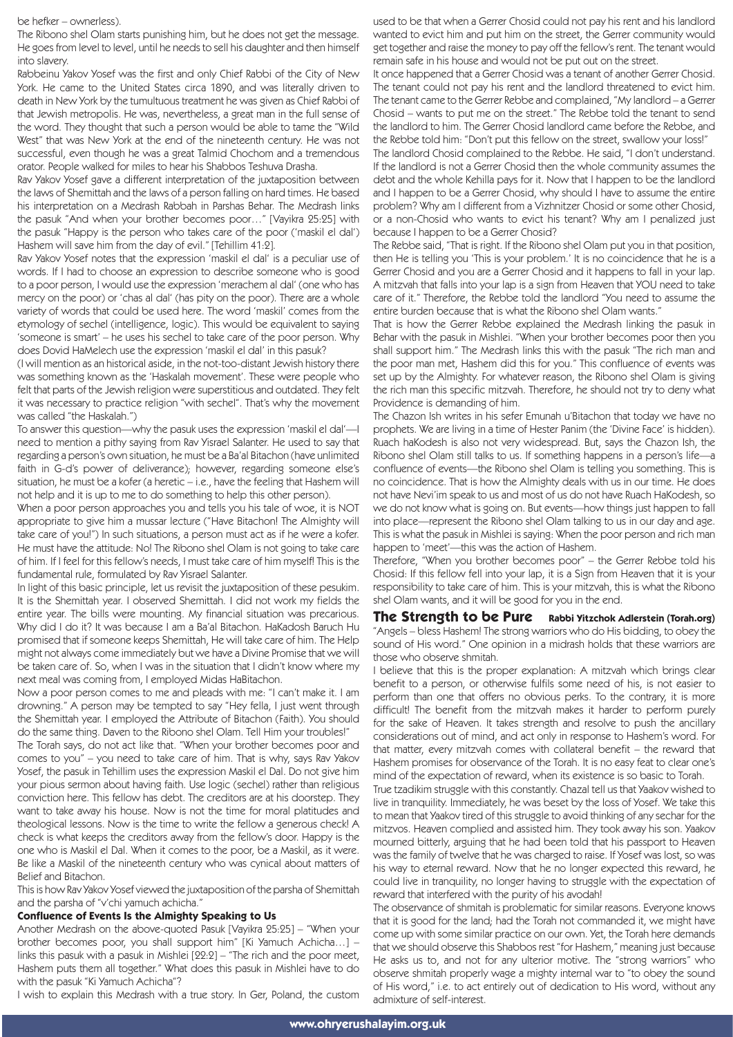be hefker – ownerless).

The Ribono shel Olam starts punishing him, but he does not get the message. He goes from level to level, until he needs to sell his daughter and then himself into slavery.

Rabbeinu Yakov Yosef was the first and only Chief Rabbi of the City of New York. He came to the United States circa 1890, and was literally driven to death in New York by the tumultuous treatment he was given as Chief Rabbi of that Jewish metropolis. He was, nevertheless, a great man in the full sense of the word. They thought that such a person would be able to tame the "Wild West" that was New York at the end of the nineteenth century. He was not successful, even though he was a great Talmid Chochom and a tremendous orator. People walked for miles to hear his Shabbos Teshuva Drasha.

Rav Yakov Yosef gave a different interpretation of the juxtaposition between the laws of Shemittah and the laws of a person falling on hard times. He based his interpretation on a Medrash Rabbah in Parshas Behar. The Medrash links the pasuk "And when your brother becomes poor…" [Vayikra 25:25] with the pasuk "Happy is the person who takes care of the poor ('maskil el dal') Hashem will save him from the day of evil." [Tehillim 41:2].

Rav Yakov Yosef notes that the expression 'maskil el dal' is a peculiar use of words. If I had to choose an expression to describe someone who is good to a poor person, I would use the expression 'merachem al dal' (one who has mercy on the poor) or 'chas al dal' (has pity on the poor). There are a whole variety of words that could be used here. The word 'maskil' comes from the etymology of sechel (intelligence, logic). This would be equivalent to saying 'someone is smart' – he uses his sechel to take care of the poor person. Why does Dovid HaMelech use the expression 'maskil el dal' in this pasuk?

(I will mention as an historical aside, in the not-too-distant Jewish history there was something known as the 'Haskalah movement'. These were people who felt that parts of the Jewish religion were superstitious and outdated. They felt it was necessary to practice religion "with sechel". That's why the movement was called "the Haskalah.")

To answer this question—why the pasuk uses the expression 'maskil el dal'—I need to mention a pithy saying from Rav Yisrael Salanter. He used to say that regarding a person's own situation, he must be a Ba'al Bitachon (have unlimited faith in G-d's power of deliverance); however, regarding someone else's situation, he must be a kofer (a heretic – i.e., have the feeling that Hashem will not help and it is up to me to do something to help this other person).

When a poor person approaches you and tells you his tale of woe, it is NOT appropriate to give him a mussar lecture ("Have Bitachon! The Almighty will take care of you!") In such situations, a person must act as if he were a kofer. He must have the attitude: No! The Ribono shel Olam is not going to take care of him. If I feel for this fellow's needs, I must take care of him myself! This is the fundamental rule, formulated by Rav Yisrael Salanter.

In light of this basic principle, let us revisit the juxtaposition of these pesukim. It is the Shemittah year. I observed Shemittah. I did not work my fields the entire year. The bills were mounting. My financial situation was precarious. Why did I do it? It was because I am a Ba'al Bitachon. HaKadosh Baruch Hu promised that if someone keeps Shemittah, He will take care of him. The Help might not always come immediately but we have a Divine Promise that we will be taken care of. So, when I was in the situation that I didn't know where my next meal was coming from, I employed Midas HaBitachon.

Now a poor person comes to me and pleads with me: "I can't make it. I am drowning." A person may be tempted to say "Hey fella, I just went through the Shemittah year. I employed the Attribute of Bitachon (Faith). You should do the same thing. Daven to the Ribono shel Olam. Tell Him your troubles!"

The Torah says, do not act like that. "When your brother becomes poor and comes to you" – you need to take care of him. That is why, says Rav Yakov Yosef, the pasuk in Tehillim uses the expression Maskil el Dal. Do not give him your pious sermon about having faith. Use logic (sechel) rather than religious conviction here. This fellow has debt. The creditors are at his doorstep. They want to take away his house. Now is not the time for moral platitudes and theological lessons. Now is the time to write the fellow a generous check! A check is what keeps the creditors away from the fellow's door. Happy is the one who is Maskil el Dal. When it comes to the poor, be a Maskil, as it were. Be like a Maskil of the nineteenth century who was cynical about matters of Belief and Bitachon.

This is how Rav Yakov Yosef viewed the juxtaposition of the parsha of Shemittah and the parsha of "V'chi yamuch achicha."

### Confluence of Events Is the Almighty Speaking to Us

Another Medrash on the above-quoted Pasuk [Vayikra 25:25] – "When your brother becomes poor, you shall support him" [Ki Yamuch Achicha…] – links this pasuk with a pasuk in Mishlei [22:2] – "The rich and the poor meet, Hashem puts them all together." What does this pasuk in Mishlei have to do with the pasuk "Ki Yamuch Achicha"?

I wish to explain this Medrash with a true story. In Ger, Poland, the custom used to be that when a Gerrer Chosid could not pay his rent and his landlord wanted to evict him and put him on the street, the Gerrer community would get together and raise the money to pay off the fellow's rent. The tenant would remain safe in his house and would not be put out on the street.

It once happened that a Gerrer Chosid was a tenant of another Gerrer Chosid. The tenant could not pay his rent and the landlord threatened to evict him. The tenant came to the Gerrer Rebbe and complained, "My landlord – a Gerrer Chosid – wants to put me on the street." The Rebbe told the tenant to send the landlord to him. The Gerrer Chosid landlord came before the Rebbe, and the Rebbe told him: "Don't put this fellow on the street, swallow your loss!"

The landlord Chosid complained to the Rebbe. He said, "I don't understand. If the landlord is not a Gerrer Chosid then the whole community assumes the debt and the whole Kehilla pays for it. Now that I happen to be the landlord and I happen to be a Gerrer Chosid, why should I have to assume the entire problem? Why am I different from a Vizhnitzer Chosid or some other Chosid, or a non-Chosid who wants to evict his tenant? Why am I penalized just because I happen to be a Gerrer Chosid?

The Rebbe said, "That is right. If the Ribono shel Olam put you in that position, then He is telling you 'This is your problem.' It is no coincidence that he is a Gerrer Chosid and you are a Gerrer Chosid and it happens to fall in your lap. A mitzvah that falls into your lap is a sign from Heaven that YOU need to take care of it." Therefore, the Rebbe told the landlord "You need to assume the entire burden because that is what the Ribono shel Olam wants."

That is how the Gerrer Rebbe explained the Medrash linking the pasuk in Behar with the pasuk in Mishlei. "When your brother becomes poor then you shall support him." The Medrash links this with the pasuk "The rich man and the poor man met, Hashem did this for you." This confluence of events was set up by the Almighty. For whatever reason, the Ribono shel Olam is giving the rich man this specific mitzvah. Therefore, he should not try to deny what Providence is demanding of him.

The Chazon Ish writes in his sefer Emunah u'Bitachon that today we have no prophets. We are living in a time of Hester Panim (the 'Divine Face' is hidden). Ruach haKodesh is also not very widespread. But, says the Chazon Ish, the Ribono shel Olam still talks to us. If something happens in a person's life—a confluence of events—the Ribono shel Olam is telling you something. This is no coincidence. That is how the Almighty deals with us in our time. He does not have Nevi'im speak to us and most of us do not have Ruach HaKodesh, so we do not know what is going on. But events—how things just happen to fall into place—represent the Ribono shel Olam talking to us in our day and age. This is what the pasuk in Mishlei is saying: When the poor person and rich man happen to 'meet'—this was the action of Hashem.

Therefore, "When you brother becomes poor" – the Gerrer Rebbe told his Chosid: If this fellow fell into your lap, it is a Sign from Heaven that it is your responsibility to take care of him. This is your mitzvah, this is what the Ribono shel Olam wants, and it will be good for you in the end.

## The Strength to be Pure

**Rabbi Yitzchok Adlerstein (Torah.org)**

"Angels – bless Hashem! The strong warriors who do His bidding, to obey the sound of His word." One opinion in a midrash holds that these warriors are those who observe shmitah.

I believe that this is the proper explanation: A mitzvah which brings clear benefit to a person, or otherwise fulfils some need of his, is not easier to perform than one that offers no obvious perks. To the contrary, it is more difficult! The benefit from the mitzvah makes it harder to perform purely for the sake of Heaven. It takes strength and resolve to push the ancillary considerations out of mind, and act only in response to Hashem's word. For that matter, every mitzvah comes with collateral benefit – the reward that Hashem promises for observance of the Torah. It is no easy feat to clear one's mind of the expectation of reward, when its existence is so basic to Torah.

True tzadikim struggle with this constantly. Chazal tell us that Yaakov wished to live in tranquility. Immediately, he was beset by the loss of Yosef. We take this to mean that Yaakov tired of this struggle to avoid thinking of any sechar for the mitzvos. Heaven complied and assisted him. They took away his son. Yaakov mourned bitterly, arguing that he had been told that his passport to Heaven was the family of twelve that he was charged to raise. If Yosef was lost, so was his way to eternal reward. Now that he no longer expected this reward, he could live in tranquility, no longer having to struggle with the expectation of reward that interfered with the purity of his avodah!

The observance of shmitah is problematic for similar reasons. Everyone knows that it is good for the land; had the Torah not commanded it, we might have come up with some similar practice on our own. Yet, the Torah here demands that we should observe this Shabbos rest "for Hashem," meaning just because He asks us to, and not for any ulterior motive. The "strong warriors" who observe shmitah properly wage a mighty internal war to "to obey the sound of His word," i.e. to act entirely out of dedication to His word, without any admixture of self-interest.

www.ohryerushalayim.org.uk